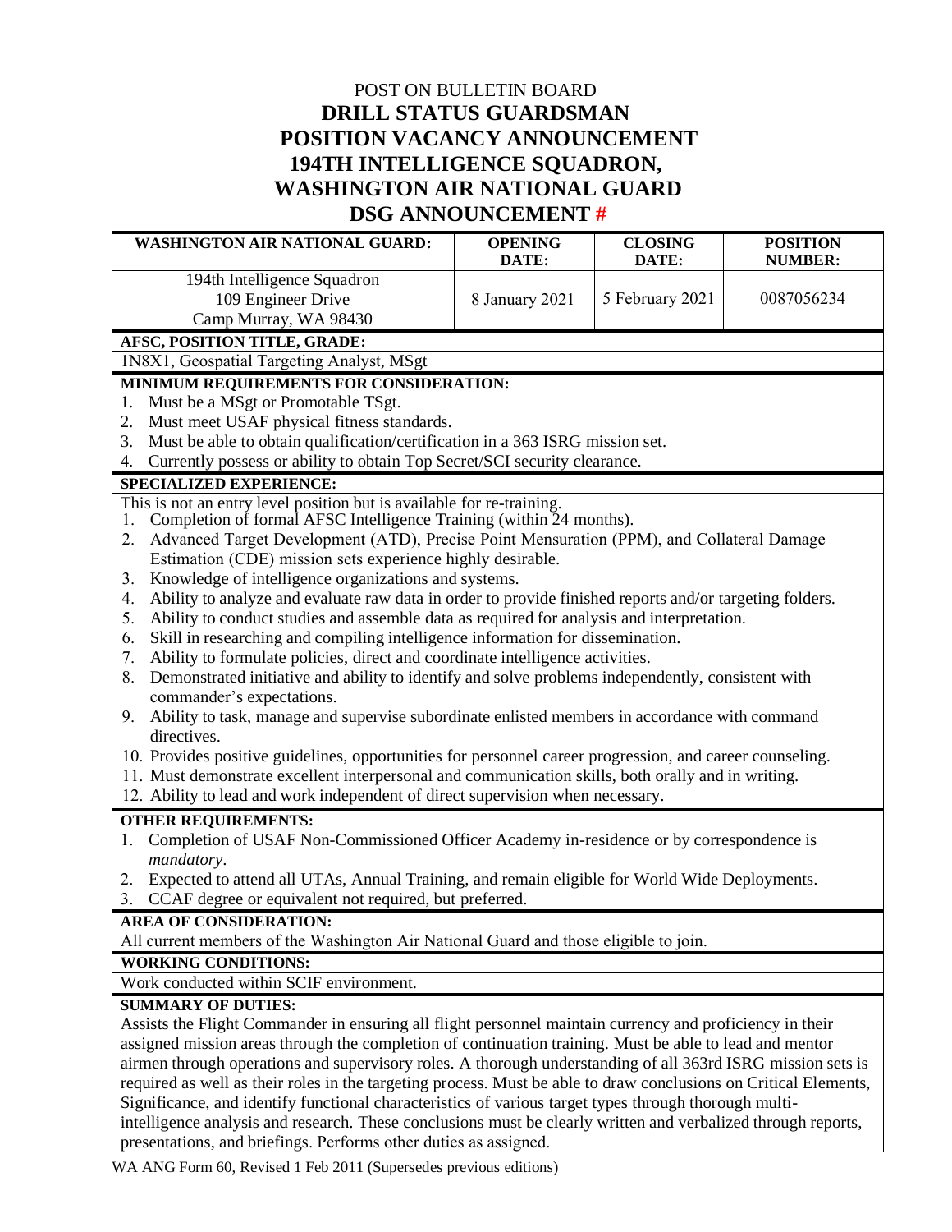POST ON BULLETIN BOARD

# DRILL STATUS GUARDSMAN POSITION VACANCY ANNOUNCEMENT 194TH INTELLIGENCE SQUADRON, WASHINGTON AIR NATIONAL GUARD DSG ANNOUNCEMENT #

| WASHINGTON AIR NATIONAL GUARD: | OPENING DATE: | CLOSING DATE: | POSITION NUMBER: |
|---|---|---|---|
| 194th Intelligence Squadron<br>109 Engineer Drive<br>Camp Murray, WA 98430 | 8 January 2021 | 5 February 2021 | 0087056234 |

**AFSC, POSITION TITLE, GRADE:**

1N8X1, Geospatial Targeting Analyst, MSgt

**MINIMUM REQUIREMENTS FOR CONSIDERATION:**

1. Must be a MSgt or Promotable TSgt.
2. Must meet USAF physical fitness standards.
3. Must be able to obtain qualification/certification in a 363 ISRG mission set.
4. Currently possess or ability to obtain Top Secret/SCI security clearance.

**SPECIALIZED EXPERIENCE:**

This is not an entry level position but is available for re-training.

1. Completion of formal AFSC Intelligence Training (within 24 months).
2. Advanced Target Development (ATD), Precise Point Mensuration (PPM), and Collateral Damage Estimation (CDE) mission sets experience highly desirable.
3. Knowledge of intelligence organizations and systems.
4. Ability to analyze and evaluate raw data in order to provide finished reports and/or targeting folders.
5. Ability to conduct studies and assemble data as required for analysis and interpretation.
6. Skill in researching and compiling intelligence information for dissemination.
7. Ability to formulate policies, direct and coordinate intelligence activities.
8. Demonstrated initiative and ability to identify and solve problems independently, consistent with commander's expectations.
9. Ability to task, manage and supervise subordinate enlisted members in accordance with command directives.
10. Provides positive guidelines, opportunities for personnel career progression, and career counseling.
11. Must demonstrate excellent interpersonal and communication skills, both orally and in writing.
12. Ability to lead and work independent of direct supervision when necessary.

**OTHER REQUIREMENTS:**

1. Completion of USAF Non-Commissioned Officer Academy in-residence or by correspondence is *mandatory*.
2. Expected to attend all UTAs, Annual Training, and remain eligible for World Wide Deployments.
3. CCAF degree or equivalent not required, but preferred.

**AREA OF CONSIDERATION:**

All current members of the Washington Air National Guard and those eligible to join.

**WORKING CONDITIONS:**

Work conducted within SCIF environment.

**SUMMARY OF DUTIES:**

Assists the Flight Commander in ensuring all flight personnel maintain currency and proficiency in their assigned mission areas through the completion of continuation training. Must be able to lead and mentor airmen through operations and supervisory roles. A thorough understanding of all 363rd ISRG mission sets is required as well as their roles in the targeting process. Must be able to draw conclusions on Critical Elements, Significance, and identify functional characteristics of various target types through thorough multi-intelligence analysis and research. These conclusions must be clearly written and verbalized through reports, presentations, and briefings. Performs other duties as assigned.

WA ANG Form 60, Revised 1 Feb 2011 (Supersedes previous editions)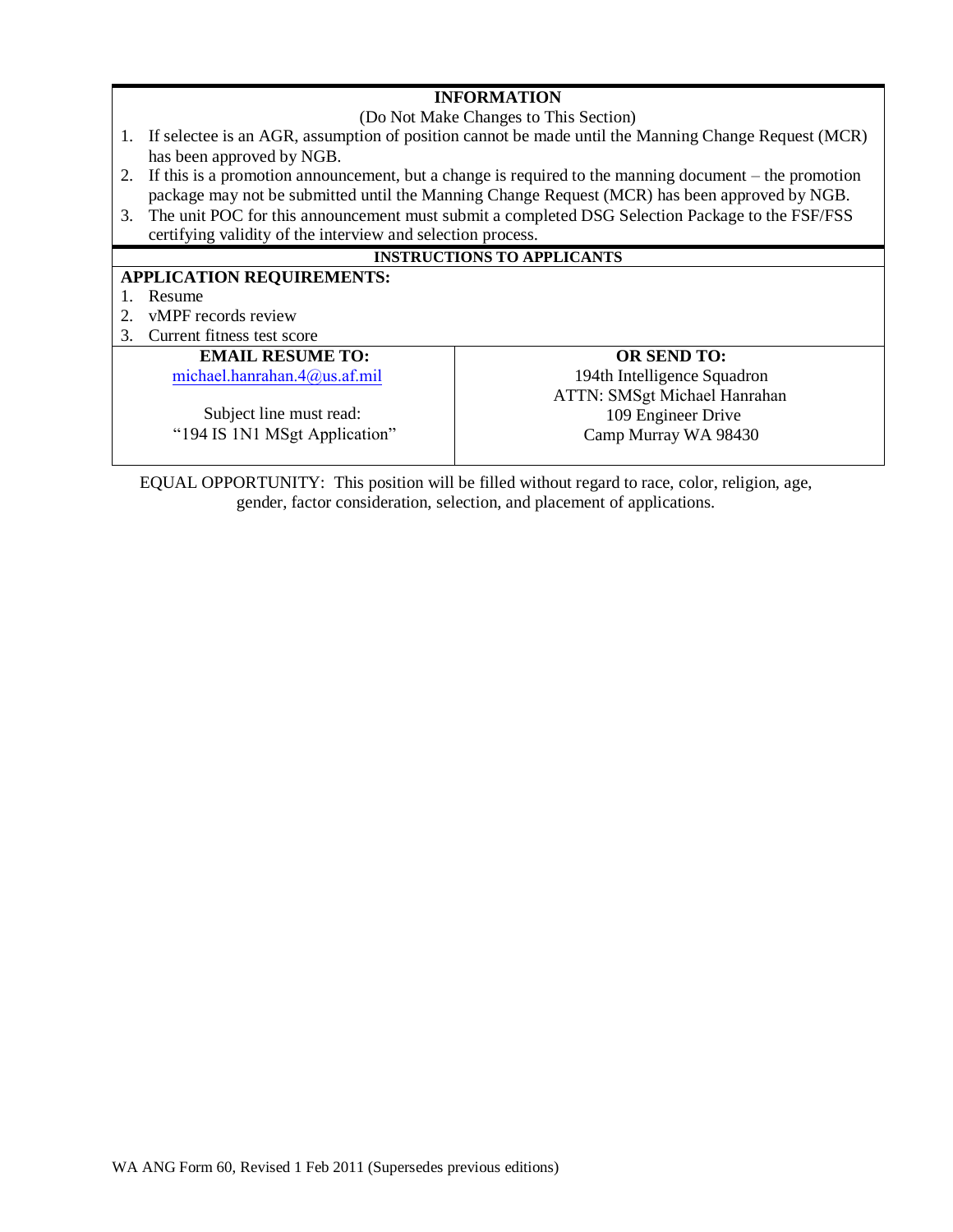## INFORMATION

(Do Not Make Changes to This Section)

1. If selectee is an AGR, assumption of position cannot be made until the Manning Change Request (MCR) has been approved by NGB.
2. If this is a promotion announcement, but a change is required to the manning document – the promotion package may not be submitted until the Manning Change Request (MCR) has been approved by NGB.
3. The unit POC for this announcement must submit a completed DSG Selection Package to the FSF/FSS certifying validity of the interview and selection process.

## INSTRUCTIONS TO APPLICANTS

**APPLICATION REQUIREMENTS:**

1. Resume
2. vMPF records review
3. Current fitness test score

| **EMAIL RESUME TO:** | **OR SEND TO:** |
|---|---|
| michael.hanrahan.4@us.af.mil<br><br>Subject line must read:<br>"194 IS 1N1 MSgt Application" | 194th Intelligence Squadron<br>ATTN: SMSgt Michael Hanrahan<br>109 Engineer Drive<br>Camp Murray WA 98430 |

EQUAL OPPORTUNITY: This position will be filled without regard to race, color, religion, age, gender, factor consideration, selection, and placement of applications.

WA ANG Form 60, Revised 1 Feb 2011 (Supersedes previous editions)